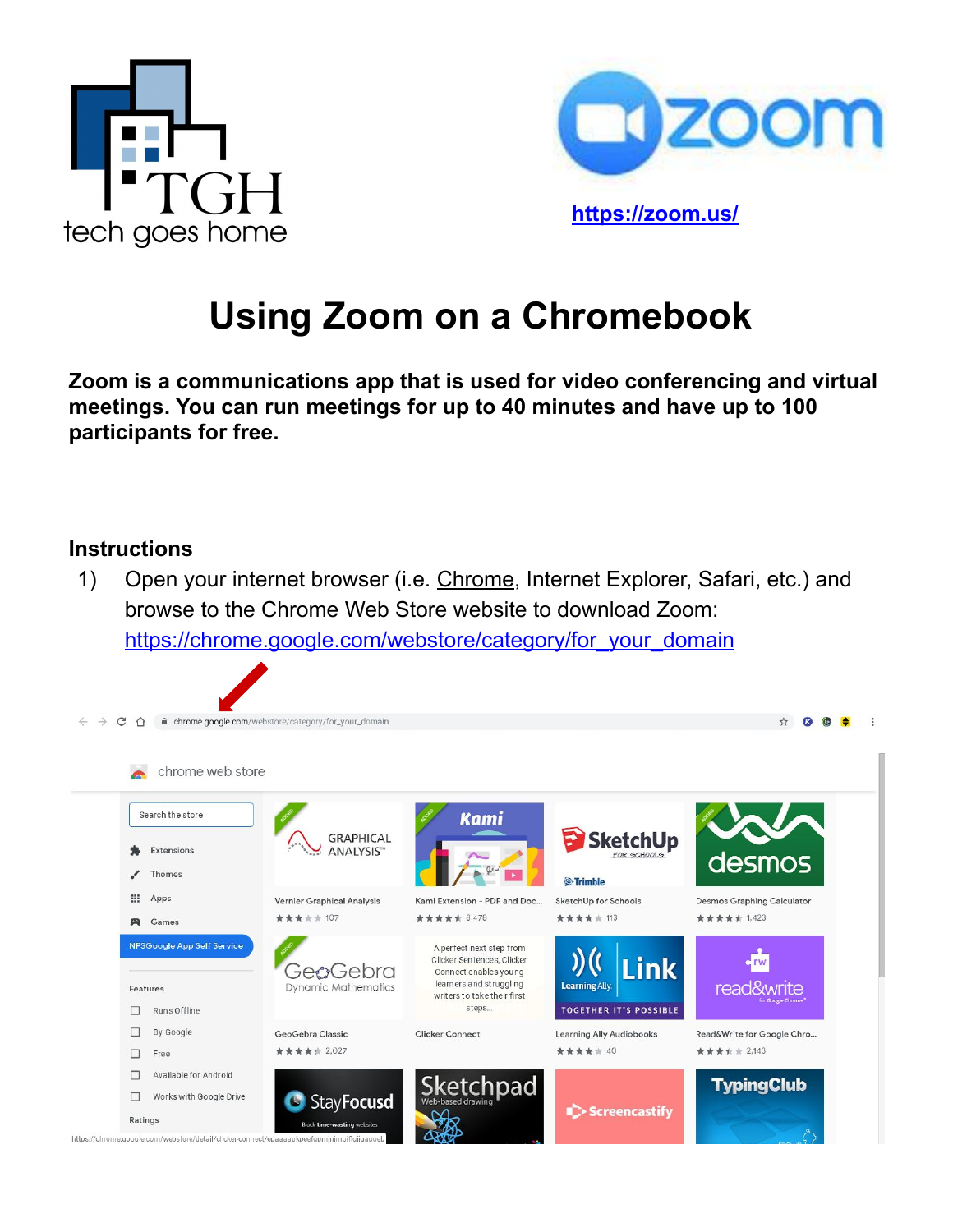https://zoom.us/

# Using Zoom on a Chromebook

**Zoom is a communications app that is used for video conferencing and virtual meetings. You can run meetings for up to 40 minutes and have up to 100 participants for free.**

## Instructions

1) Open your internet browser (i.e. Chrome, Internet Explorer, Safari, etc.) and browse to the Chrome Web Store website to download Zoom: https://chrome.google.com/webstore/category/for_your_domain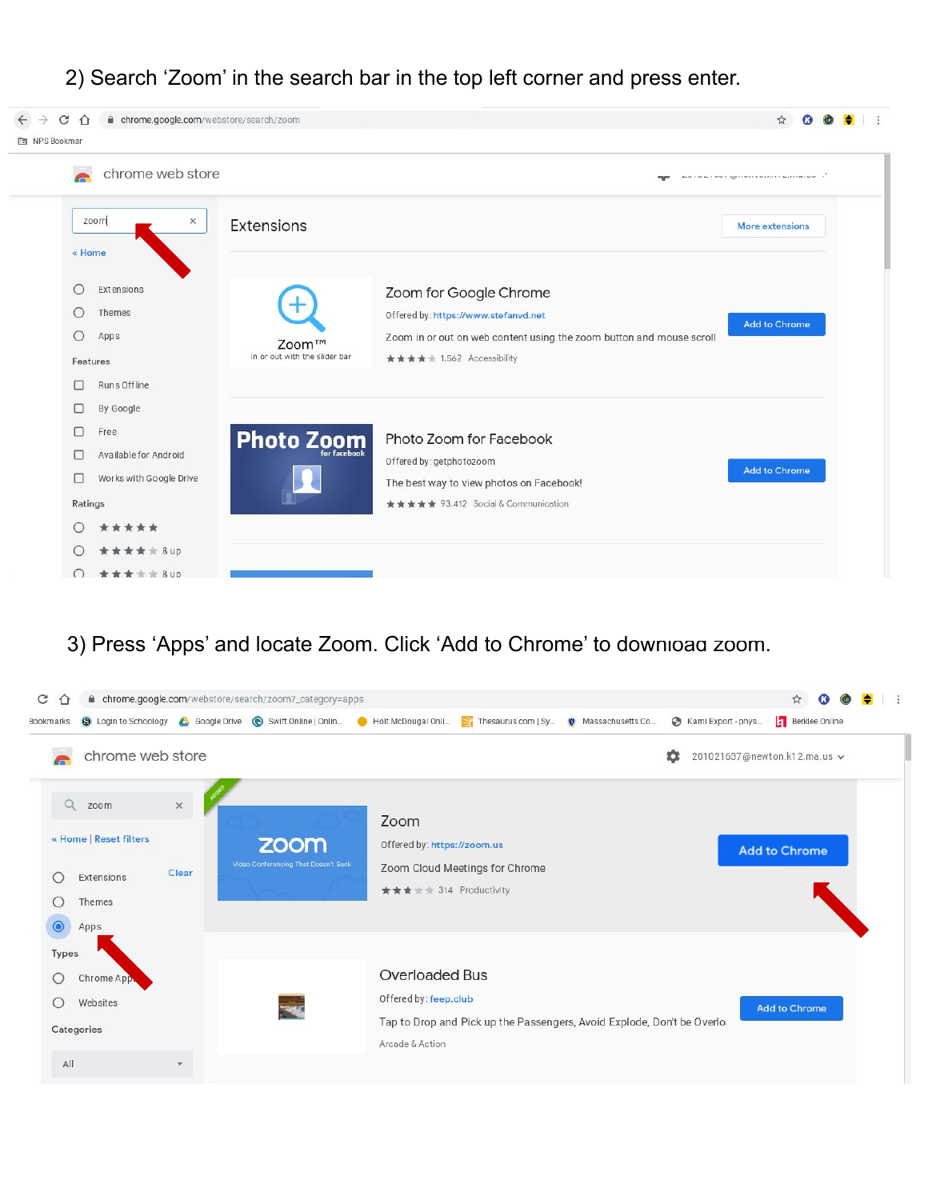2) Search ‘Zoom’ in the search bar in the top left corner and press enter.

3) Press ‘Apps’ and locate Zoom. Click ‘Add to Chrome’ to download zoom.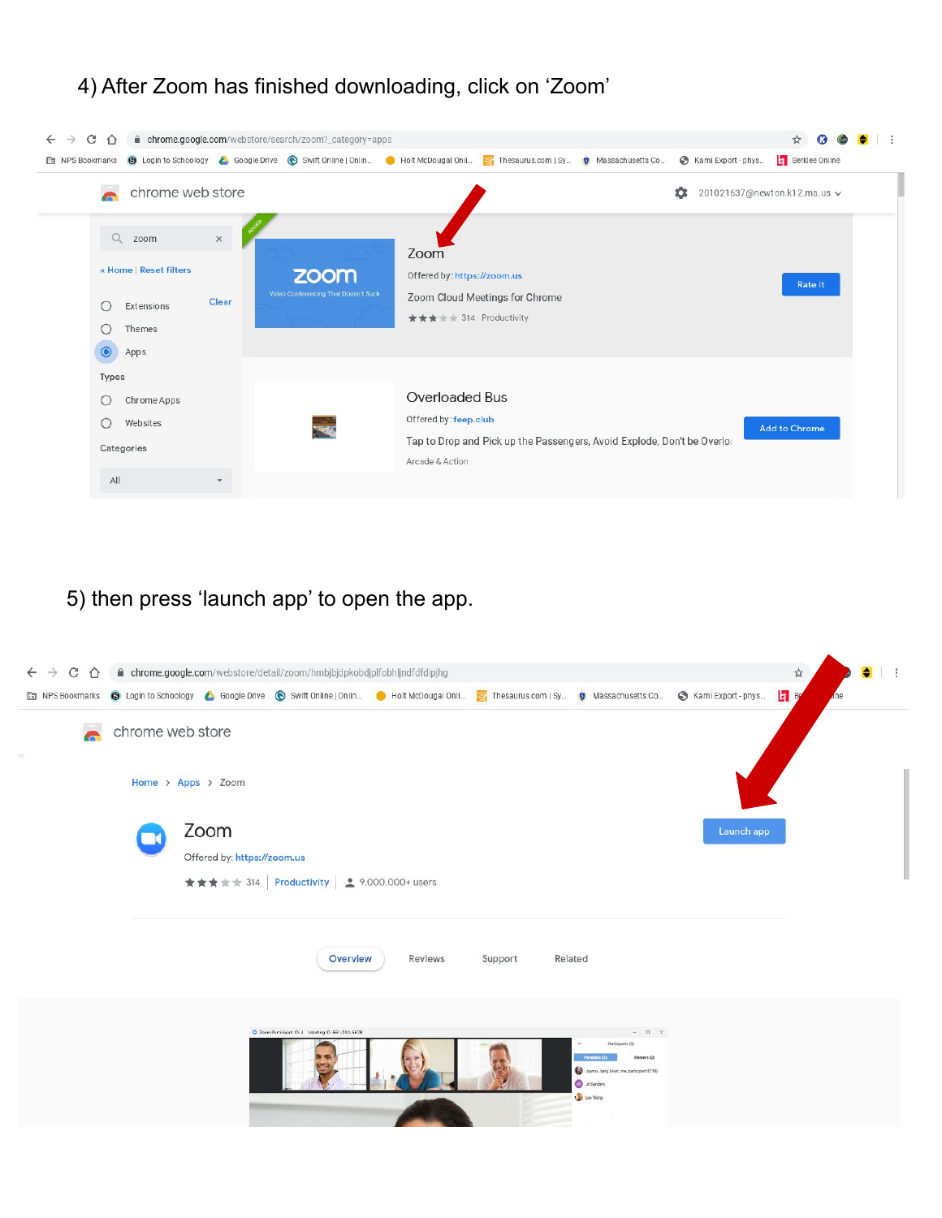4) After Zoom has finished downloading, click on 'Zoom'

5) then press 'launch app' to open the app.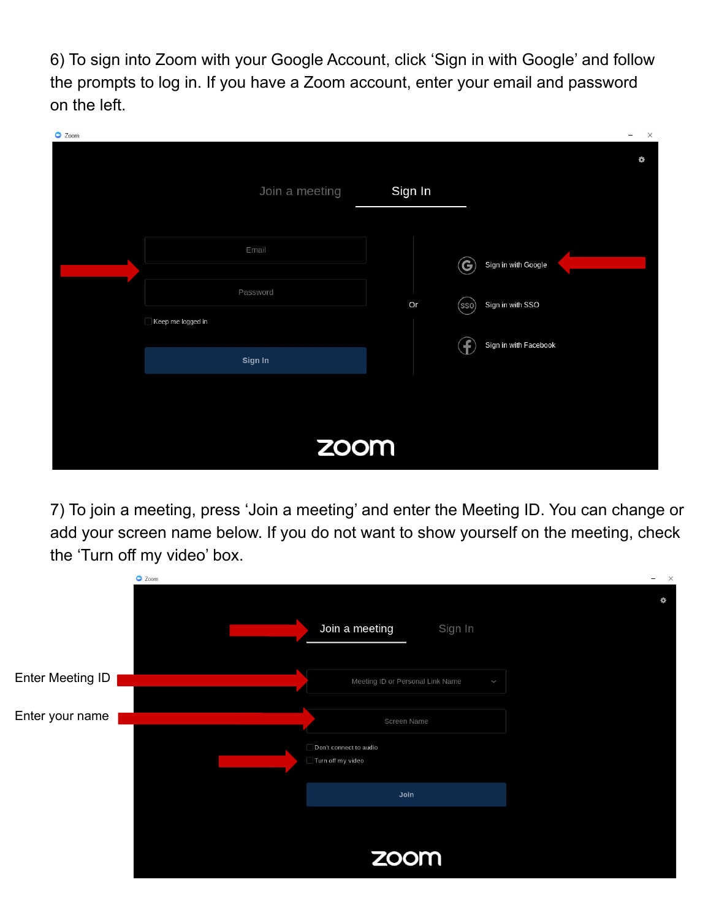6) To sign into Zoom with your Google Account, click 'Sign in with Google' and follow the prompts to log in. If you have a Zoom account, enter your email and password on the left.

7) To join a meeting, press 'Join a meeting' and enter the Meeting ID. You can change or add your screen name below. If you do not want to show yourself on the meeting, check the 'Turn off my video' box.

Enter Meeting ID

Enter your name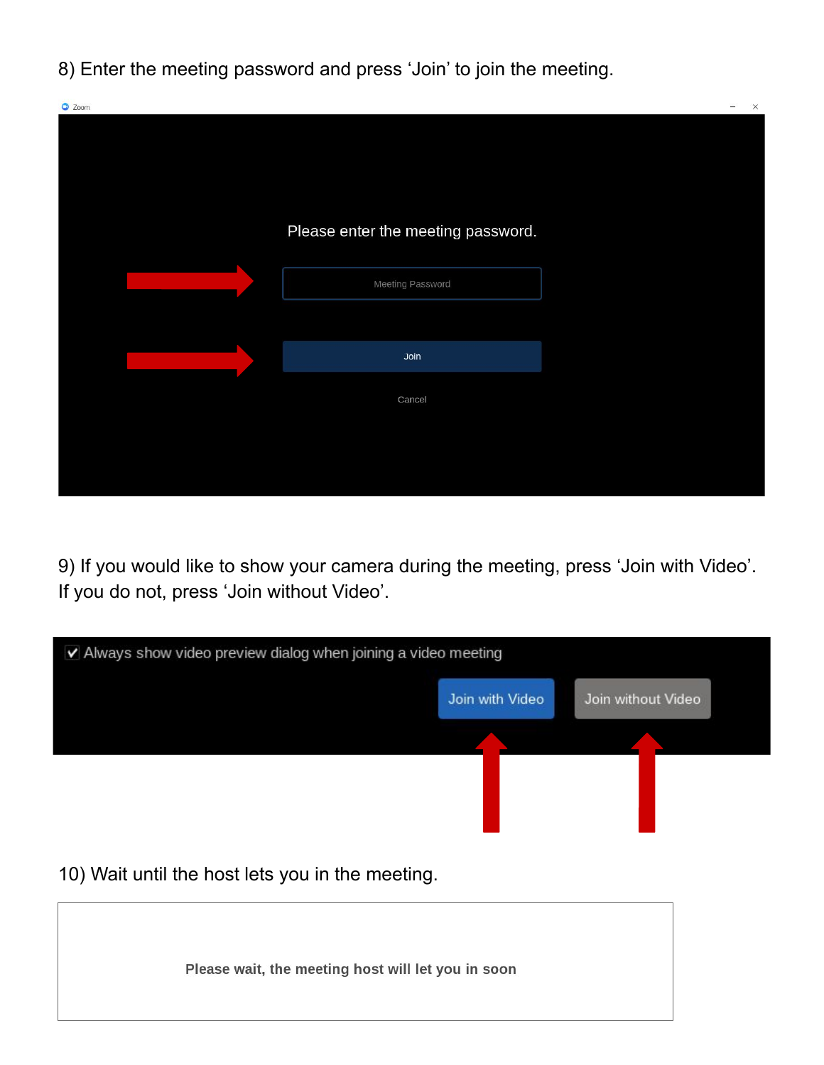8) Enter the meeting password and press ‘Join’ to join the meeting.

9) If you would like to show your camera during the meeting, press ‘Join with Video’. If you do not, press ‘Join without Video’.

10) Wait until the host lets you in the meeting.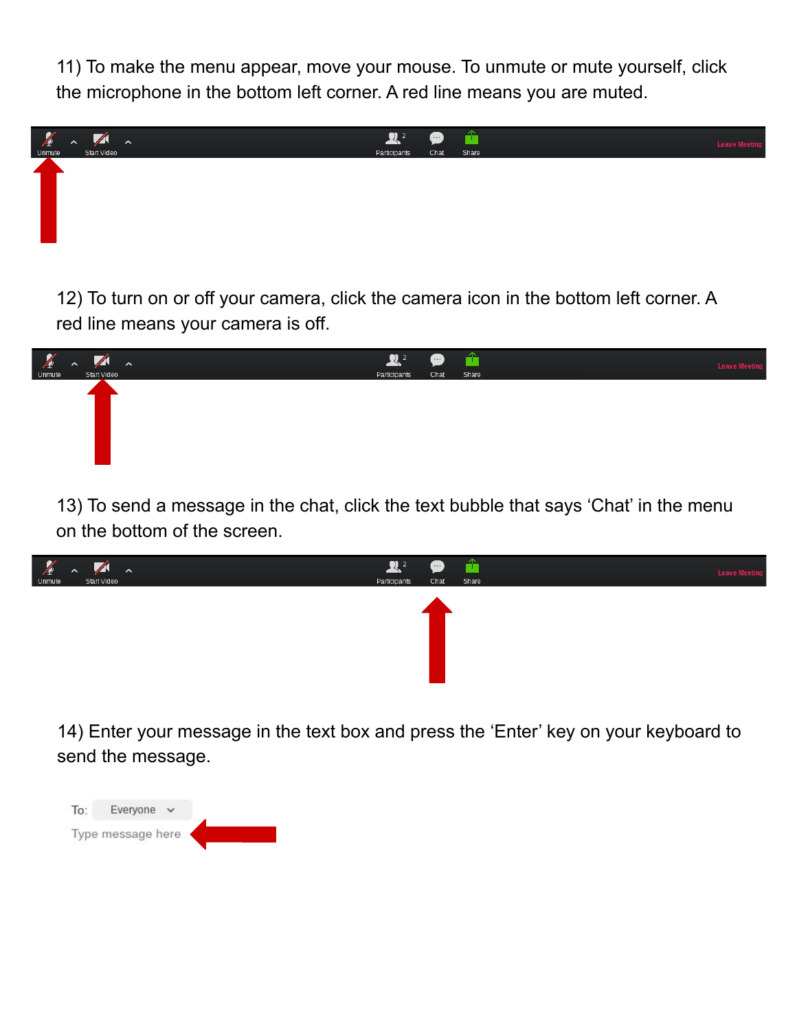11) To make the menu appear, move your mouse. To unmute or mute yourself, click the microphone in the bottom left corner. A red line means you are muted.

12) To turn on or off your camera, click the camera icon in the bottom left corner. A red line means your camera is off.

13) To send a message in the chat, click the text bubble that says 'Chat' in the menu on the bottom of the screen.

14) Enter your message in the text box and press the 'Enter' key on your keyboard to send the message.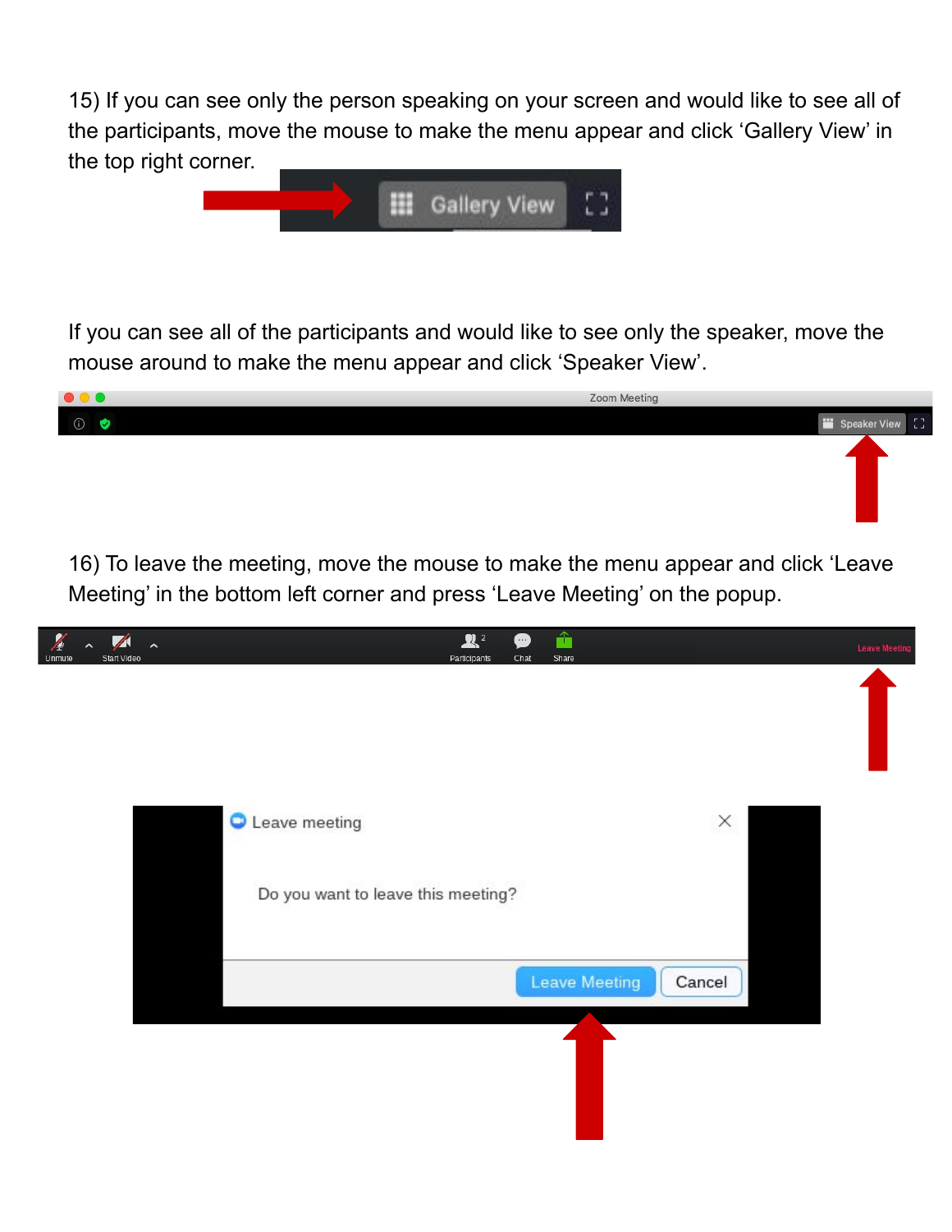15) If you can see only the person speaking on your screen and would like to see all of the participants, move the mouse to make the menu appear and click ‘Gallery View’ in the top right corner.

If you can see all of the participants and would like to see only the speaker, move the mouse around to make the menu appear and click ‘Speaker View’.

16) To leave the meeting, move the mouse to make the menu appear and click ‘Leave Meeting’ in the bottom left corner and press ‘Leave Meeting’ on the popup.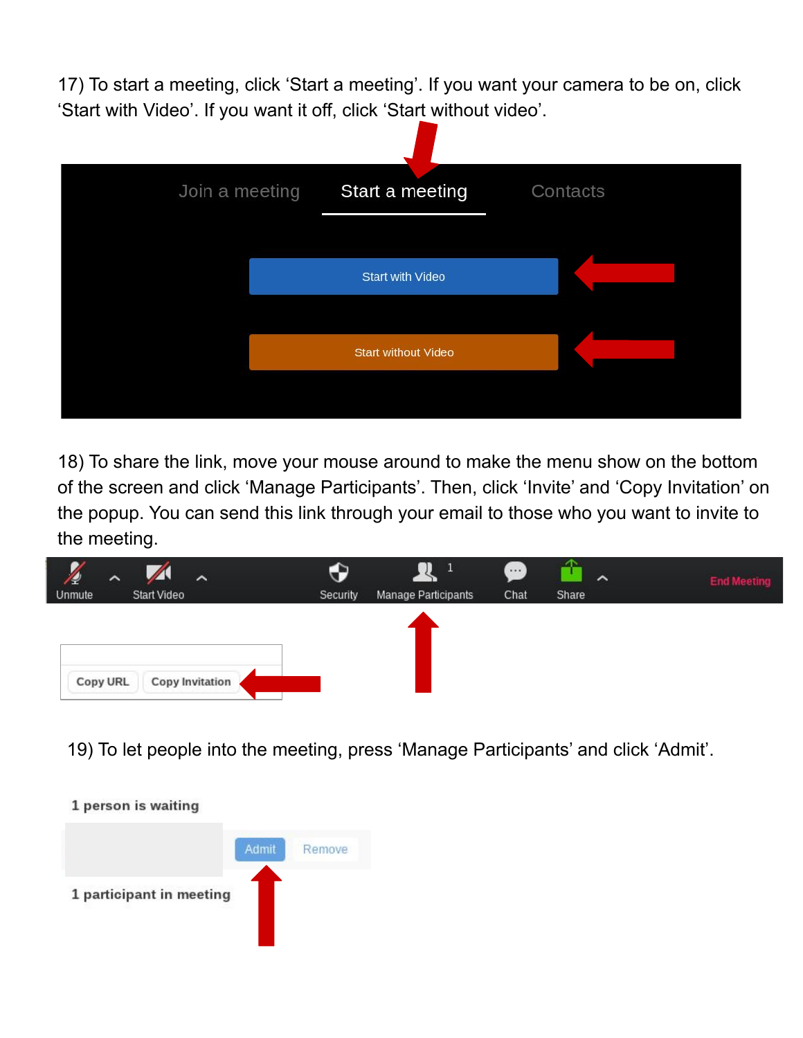17) To start a meeting, click ‘Start a meeting’. If you want your camera to be on, click ‘Start with Video’. If you want it off, click ‘Start without video’.

18) To share the link, move your mouse around to make the menu show on the bottom of the screen and click ‘Manage Participants’. Then, click ‘Invite’ and ‘Copy Invitation’ on the popup. You can send this link through your email to those who you want to invite to the meeting.

19) To let people into the meeting, press ‘Manage Participants’ and click ‘Admit’.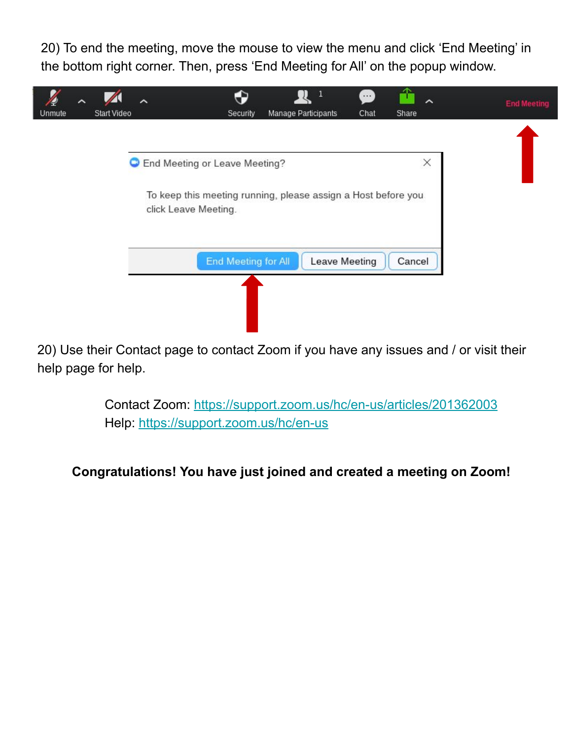20) To end the meeting, move the mouse to view the menu and click 'End Meeting' in the bottom right corner. Then, press 'End Meeting for All' on the popup window.

20) Use their Contact page to contact Zoom if you have any issues and / or visit their help page for help.

Contact Zoom: [https://support.zoom.us/hc/en-us/articles/201362003](https://support.zoom.us/hc/en-us/articles/201362003)
Help: [https://support.zoom.us/hc/en-us](https://support.zoom.us/hc/en-us)

**Congratulations! You have just joined and created a meeting on Zoom!**